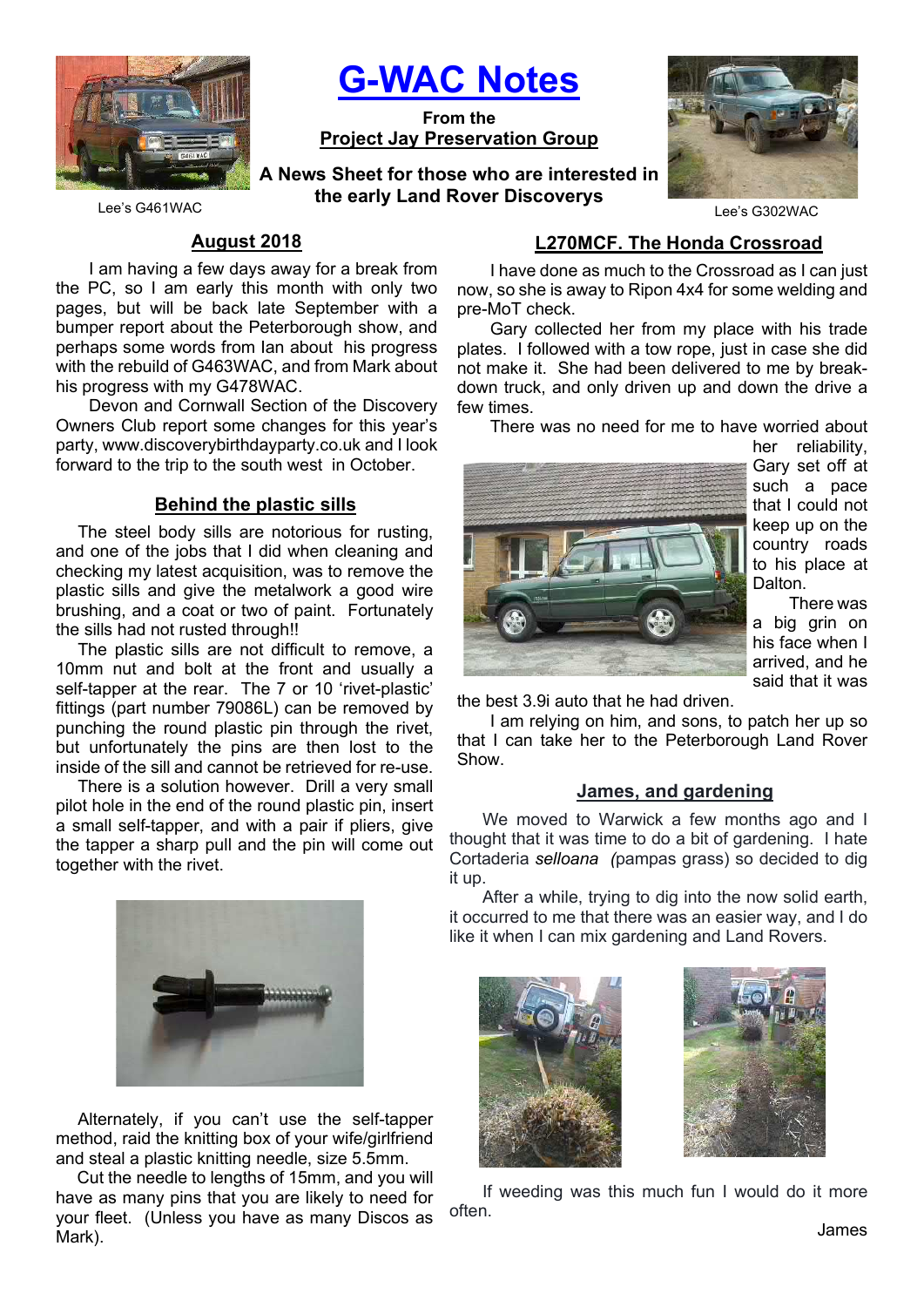# [G-WAC Notes](#)

**From the**
**Project Jay Preservation Group**

**A News Sheet for those who are interested in the early Land Rover Discoverys**

Lee's G461WAC

Lee's G302WAC

## August 2018

I am having a few days away for a break from the PC, so I am early this month with only two pages, but will be back late September with a bumper report about the Peterborough show, and perhaps some words from Ian about his progress with the rebuild of G463WAC, and from Mark about his progress with my G478WAC.

Devon and Cornwall Section of the Discovery Owners Club report some changes for this year's party, www.discoverybirthdayparty.co.uk and I look forward to the trip to the south west in October.

## Behind the plastic sills

The steel body sills are notorious for rusting, and one of the jobs that I did when cleaning and checking my latest acquisition, was to remove the plastic sills and give the metalwork a good wire brushing, and a coat or two of paint. Fortunately the sills had not rusted through!!

The plastic sills are not difficult to remove, a 10mm nut and bolt at the front and usually a self-tapper at the rear. The 7 or 10 'rivet-plastic' fittings (part number 79086L) can be removed by punching the round plastic pin through the rivet, but unfortunately the pins are then lost to the inside of the sill and cannot be retrieved for re-use.

There is a solution however. Drill a very small pilot hole in the end of the round plastic pin, insert a small self-tapper, and with a pair if pliers, give the tapper a sharp pull and the pin will come out together with the rivet.

Alternately, if you can't use the self-tapper method, raid the knitting box of your wife/girlfriend and steal a plastic knitting needle, size 5.5mm.

Cut the needle to lengths of 15mm, and you will have as many pins that you are likely to need for your fleet. (Unless you have as many Discos as Mark).

## L270MCF. The Honda Crossroad

I have done as much to the Crossroad as I can just now, so she is away to Ripon 4x4 for some welding and pre-MoT check.

Gary collected her from my place with his trade plates. I followed with a tow rope, just in case she did not make it. She had been delivered to me by break-down truck, and only driven up and down the drive a few times.

There was no need for me to have worried about her reliability, Gary set off at such a pace that I could not keep up on the country roads to his place at Dalton.

There was a big grin on his face when I arrived, and he said that it was the best 3.9i auto that he had driven.

I am relying on him, and sons, to patch her up so that I can take her to the Peterborough Land Rover Show.

## James, and gardening

We moved to Warwick a few months ago and I thought that it was time to do a bit of gardening. I hate Cortaderia *selloana* *(*pampas grass) so decided to dig it up.

After a while, trying to dig into the now solid earth, it occurred to me that there was an easier way, and I do like it when I can mix gardening and Land Rovers.

If weeding was this much fun I would do it more often.

James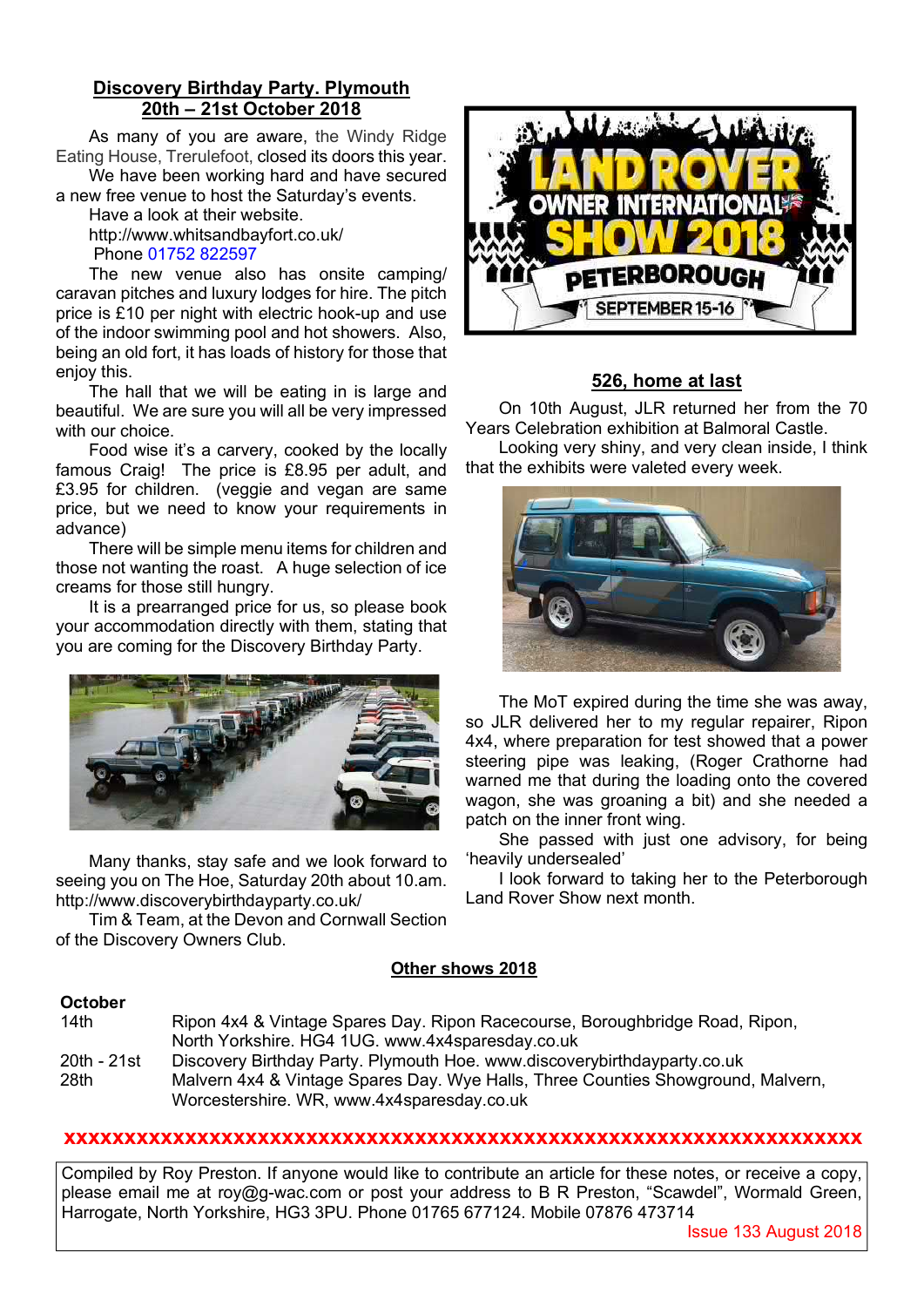## Discovery Birthday Party. Plymouth 20th – 21st October 2018

As many of you are aware, the Windy Ridge Eating House, Trerulefoot, closed its doors this year.

We have been working hard and have secured a new free venue to host the Saturday's events.

Have a look at their website.

http://www.whitsandbayfort.co.uk/

Phone 01752 822597

The new venue also has onsite camping/ caravan pitches and luxury lodges for hire. The pitch price is £10 per night with electric hook-up and use of the indoor swimming pool and hot showers. Also, being an old fort, it has loads of history for those that enjoy this.

The hall that we will be eating in is large and beautiful. We are sure you will all be very impressed with our choice.

Food wise it's a carvery, cooked by the locally famous Craig! The price is £8.95 per adult, and £3.95 for children. (veggie and vegan are same price, but we need to know your requirements in advance)

There will be simple menu items for children and those not wanting the roast. A huge selection of ice creams for those still hungry.

It is a prearranged price for us, so please book your accommodation directly with them, stating that you are coming for the Discovery Birthday Party.

Many thanks, stay safe and we look forward to seeing you on The Hoe, Saturday 20th about 10.am.

http://www.discoverybirthdayparty.co.uk/

Tim & Team, at the Devon and Cornwall Section of the Discovery Owners Club.

LAND ROVER OWNER INTERNATIONAL SHOW 2018
PETERBOROUGH
SEPTEMBER 15-16

## 526, home at last

On 10th August, JLR returned her from the 70 Years Celebration exhibition at Balmoral Castle.

Looking very shiny, and very clean inside, I think that the exhibits were valeted every week.

The MoT expired during the time she was away, so JLR delivered her to my regular repairer, Ripon 4x4, where preparation for test showed that a power steering pipe was leaking, (Roger Crathorne had warned me that during the loading onto the covered wagon, she was groaning a bit) and she needed a patch on the inner front wing.

She passed with just one advisory, for being 'heavily undersealed'

I look forward to taking her to the Peterborough Land Rover Show next month.

## Other shows 2018

| | |
|---|---|
| **October** | |
| 14th | Ripon 4x4 & Vintage Spares Day. Ripon Racecourse, Boroughbridge Road, Ripon, North Yorkshire. HG4 1UG. www.4x4sparesday.co.uk |
| 20th - 21st | Discovery Birthday Party. Plymouth Hoe. www.discoverybirthdayparty.co.uk |
| 28th | Malvern 4x4 & Vintage Spares Day. Wye Halls, Three Counties Showground, Malvern, Worcestershire. WR, www.4x4sparesday.co.uk |

xxxxxxxxxxxxxxxxxxxxxxxxxxxxxxxxxxxxxxxxxxxxxxxxxxxxxxxxxxxxxxxxxxxx

Compiled by Roy Preston. If anyone would like to contribute an article for these notes, or receive a copy, please email me at roy@g-wac.com or post your address to B R Preston, "Scawdel", Wormald Green, Harrogate, North Yorkshire, HG3 3PU. Phone 01765 677124. Mobile 07876 473714

Issue 133 August 2018